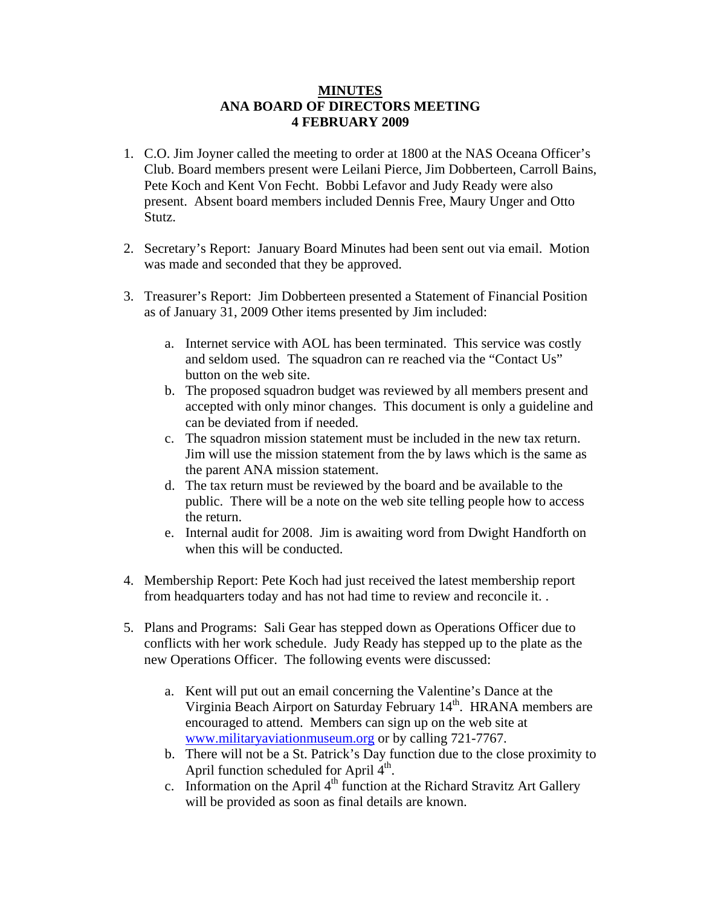# MINUTES
## ANA BOARD OF DIRECTORS MEETING
## 4 FEBRUARY 2009

1. C.O. Jim Joyner called the meeting to order at 1800 at the NAS Oceana Officer's Club. Board members present were Leilani Pierce, Jim Dobberteen, Carroll Bains, Pete Koch and Kent Von Fecht. Bobbi Lefavor and Judy Ready were also present. Absent board members included Dennis Free, Maury Unger and Otto Stutz.

2. Secretary's Report: January Board Minutes had been sent out via email. Motion was made and seconded that they be approved.

3. Treasurer's Report: Jim Dobberteen presented a Statement of Financial Position as of January 31, 2009 Other items presented by Jim included:

   a. Internet service with AOL has been terminated. This service was costly and seldom used. The squadron can re reached via the "Contact Us" button on the web site.
   b. The proposed squadron budget was reviewed by all members present and accepted with only minor changes. This document is only a guideline and can be deviated from if needed.
   c. The squadron mission statement must be included in the new tax return. Jim will use the mission statement from the by laws which is the same as the parent ANA mission statement.
   d. The tax return must be reviewed by the board and be available to the public. There will be a note on the web site telling people how to access the return.
   e. Internal audit for 2008. Jim is awaiting word from Dwight Handforth on when this will be conducted.

4. Membership Report: Pete Koch had just received the latest membership report from headquarters today and has not had time to review and reconcile it. .

5. Plans and Programs: Sali Gear has stepped down as Operations Officer due to conflicts with her work schedule. Judy Ready has stepped up to the plate as the new Operations Officer. The following events were discussed:

   a. Kent will put out an email concerning the Valentine's Dance at the Virginia Beach Airport on Saturday February 14th. HRANA members are encouraged to attend. Members can sign up on the web site at www.militaryaviationmuseum.org or by calling 721-7767.
   b. There will not be a St. Patrick's Day function due to the close proximity to April function scheduled for April 4th.
   c. Information on the April 4th function at the Richard Stravitz Art Gallery will be provided as soon as final details are known.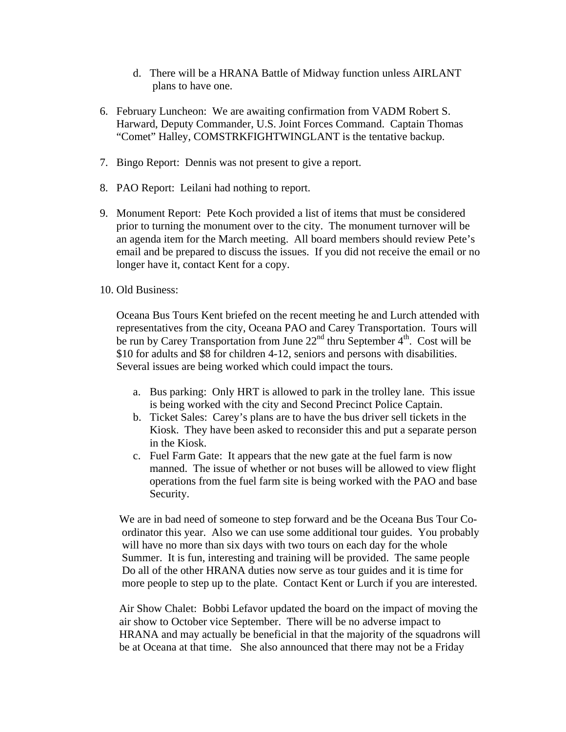d. There will be a HRANA Battle of Midway function unless AIRLANT plans to have one.

6. February Luncheon: We are awaiting confirmation from VADM Robert S. Harward, Deputy Commander, U.S. Joint Forces Command. Captain Thomas "Comet" Halley, COMSTRKFIGHTWINGLANT is the tentative backup.

7. Bingo Report: Dennis was not present to give a report.

8. PAO Report: Leilani had nothing to report.

9. Monument Report: Pete Koch provided a list of items that must be considered prior to turning the monument over to the city. The monument turnover will be an agenda item for the March meeting. All board members should review Pete's email and be prepared to discuss the issues. If you did not receive the email or no longer have it, contact Kent for a copy.

10. Old Business:

Oceana Bus Tours Kent briefed on the recent meeting he and Lurch attended with representatives from the city, Oceana PAO and Carey Transportation. Tours will be run by Carey Transportation from June 22nd thru September 4th. Cost will be $10 for adults and $8 for children 4-12, seniors and persons with disabilities. Several issues are being worked which could impact the tours.

a. Bus parking: Only HRT is allowed to park in the trolley lane. This issue is being worked with the city and Second Precinct Police Captain.
b. Ticket Sales: Carey's plans are to have the bus driver sell tickets in the Kiosk. They have been asked to reconsider this and put a separate person in the Kiosk.
c. Fuel Farm Gate: It appears that the new gate at the fuel farm is now manned. The issue of whether or not buses will be allowed to view flight operations from the fuel farm site is being worked with the PAO and base Security.

We are in bad need of someone to step forward and be the Oceana Bus Tour Co-ordinator this year. Also we can use some additional tour guides. You probably will have no more than six days with two tours on each day for the whole Summer. It is fun, interesting and training will be provided. The same people Do all of the other HRANA duties now serve as tour guides and it is time for more people to step up to the plate. Contact Kent or Lurch if you are interested.

Air Show Chalet: Bobbi Lefavor updated the board on the impact of moving the air show to October vice September. There will be no adverse impact to HRANA and may actually be beneficial in that the majority of the squadrons will be at Oceana at that time. She also announced that there may not be a Friday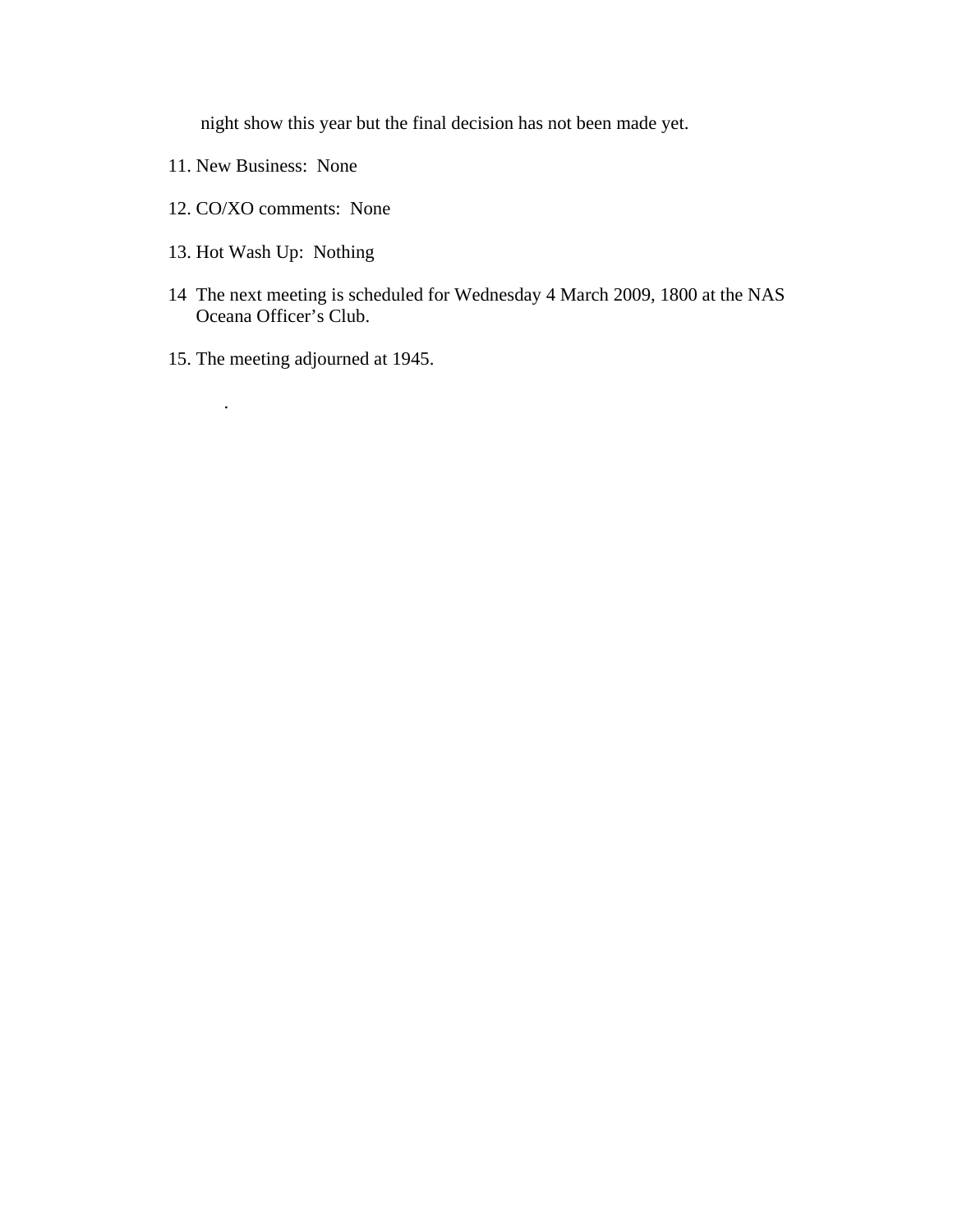night show this year but the final decision has not been made yet.

11. New Business: None

12. CO/XO comments: None

13. Hot Wash Up: Nothing

14 The next meeting is scheduled for Wednesday 4 March 2009, 1800 at the NAS Oceana Officer's Club.

15. The meeting adjourned at 1945.

.